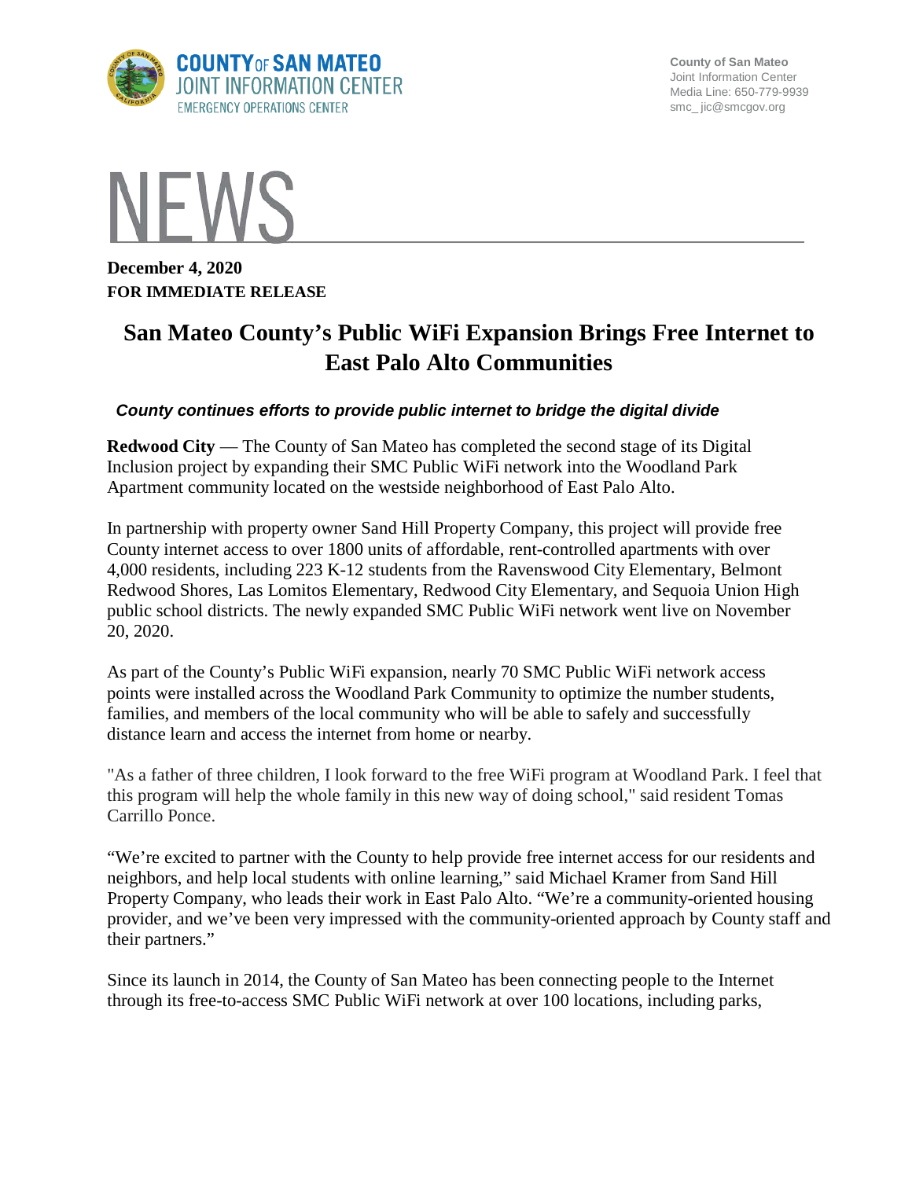**COUNTY OF SAN MATEO**
**JOINT INFORMATION CENTER**
EMERGENCY OPERATIONS CENTER

**County of San Mateo**
Joint Information Center
Media Line: 650-779-9939
smc_jic@smcgov.org

# NEWS

**December 4, 2020**
**FOR IMMEDIATE RELEASE**

# San Mateo County's Public WiFi Expansion Brings Free Internet to East Palo Alto Communities

***County continues efforts to provide public internet to bridge the digital divide***

**Redwood City** — The County of San Mateo has completed the second stage of its Digital Inclusion project by expanding their SMC Public WiFi network into the Woodland Park Apartment community located on the westside neighborhood of East Palo Alto.

In partnership with property owner Sand Hill Property Company, this project will provide free County internet access to over 1800 units of affordable, rent-controlled apartments with over 4,000 residents, including 223 K-12 students from the Ravenswood City Elementary, Belmont Redwood Shores, Las Lomitos Elementary, Redwood City Elementary, and Sequoia Union High public school districts. The newly expanded SMC Public WiFi network went live on November 20, 2020.

As part of the County's Public WiFi expansion, nearly 70 SMC Public WiFi network access points were installed across the Woodland Park Community to optimize the number students, families, and members of the local community who will be able to safely and successfully distance learn and access the internet from home or nearby.

"As a father of three children, I look forward to the free WiFi program at Woodland Park. I feel that this program will help the whole family in this new way of doing school," said resident Tomas Carrillo Ponce.

"We're excited to partner with the County to help provide free internet access for our residents and neighbors, and help local students with online learning," said Michael Kramer from Sand Hill Property Company, who leads their work in East Palo Alto. "We're a community-oriented housing provider, and we've been very impressed with the community-oriented approach by County staff and their partners."

Since its launch in 2014, the County of San Mateo has been connecting people to the Internet through its free-to-access SMC Public WiFi network at over 100 locations, including parks,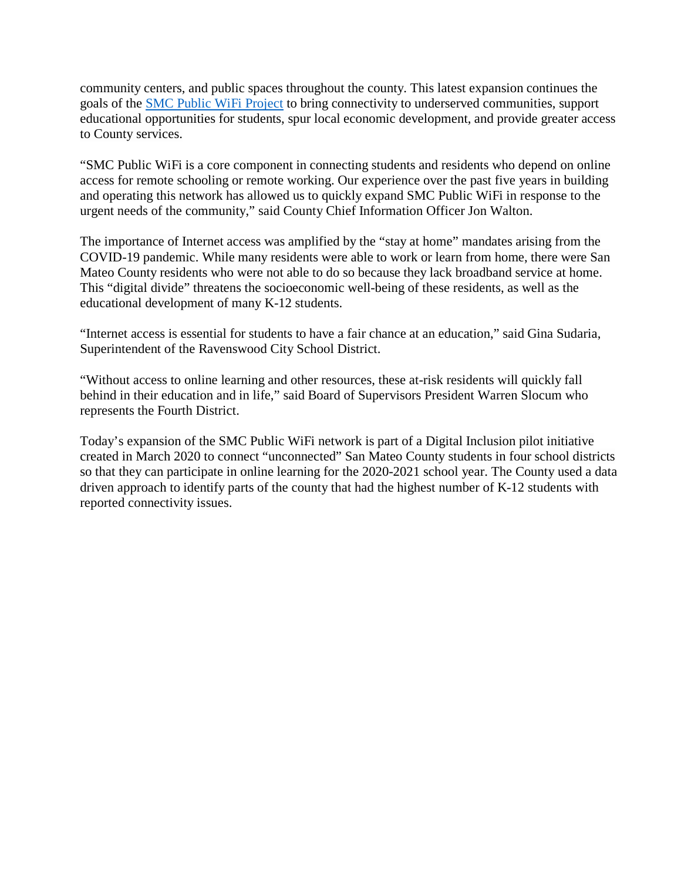community centers, and public spaces throughout the county. This latest expansion continues the goals of the SMC Public WiFi Project to bring connectivity to underserved communities, support educational opportunities for students, spur local economic development, and provide greater access to County services.

"SMC Public WiFi is a core component in connecting students and residents who depend on online access for remote schooling or remote working. Our experience over the past five years in building and operating this network has allowed us to quickly expand SMC Public WiFi in response to the urgent needs of the community," said County Chief Information Officer Jon Walton.

The importance of Internet access was amplified by the "stay at home" mandates arising from the COVID-19 pandemic. While many residents were able to work or learn from home, there were San Mateo County residents who were not able to do so because they lack broadband service at home. This "digital divide" threatens the socioeconomic well-being of these residents, as well as the educational development of many K-12 students.

"Internet access is essential for students to have a fair chance at an education," said Gina Sudaria, Superintendent of the Ravenswood City School District.

"Without access to online learning and other resources, these at-risk residents will quickly fall behind in their education and in life," said Board of Supervisors President Warren Slocum who represents the Fourth District.

Today's expansion of the SMC Public WiFi network is part of a Digital Inclusion pilot initiative created in March 2020 to connect "unconnected" San Mateo County students in four school districts so that they can participate in online learning for the 2020-2021 school year. The County used a data driven approach to identify parts of the county that had the highest number of K-12 students with reported connectivity issues.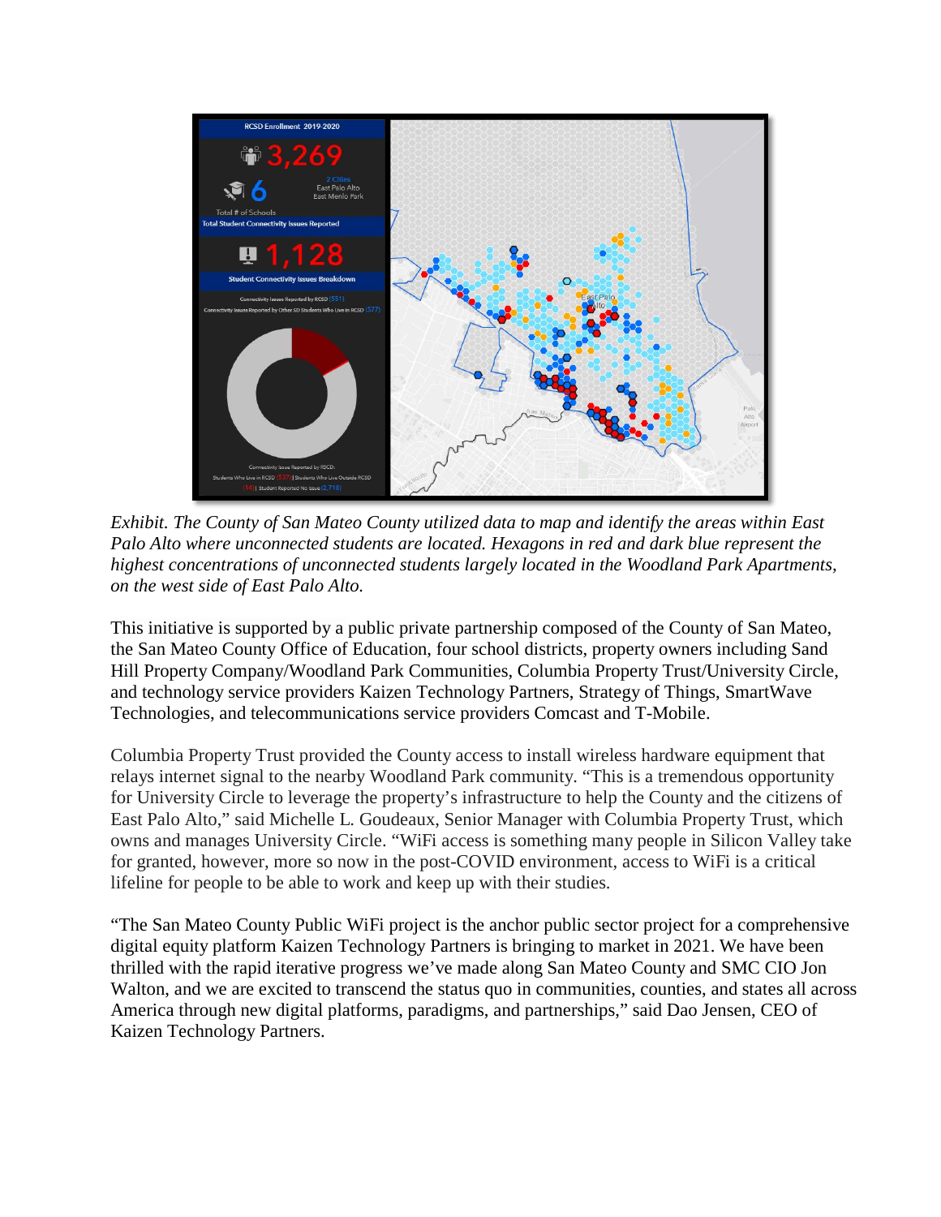*Exhibit. The County of San Mateo County utilized data to map and identify the areas within East Palo Alto where unconnected students are located. Hexagons in red and dark blue represent the highest concentrations of unconnected students largely located in the Woodland Park Apartments, on the west side of East Palo Alto.*

This initiative is supported by a public private partnership composed of the County of San Mateo, the San Mateo County Office of Education, four school districts, property owners including Sand Hill Property Company/Woodland Park Communities, Columbia Property Trust/University Circle, and technology service providers Kaizen Technology Partners, Strategy of Things, SmartWave Technologies, and telecommunications service providers Comcast and T-Mobile.

Columbia Property Trust provided the County access to install wireless hardware equipment that relays internet signal to the nearby Woodland Park community. “This is a tremendous opportunity for University Circle to leverage the property’s infrastructure to help the County and the citizens of East Palo Alto,” said Michelle L. Goudeaux, Senior Manager with Columbia Property Trust, which owns and manages University Circle. “WiFi access is something many people in Silicon Valley take for granted, however, more so now in the post-COVID environment, access to WiFi is a critical lifeline for people to be able to work and keep up with their studies.

“The San Mateo County Public WiFi project is the anchor public sector project for a comprehensive digital equity platform Kaizen Technology Partners is bringing to market in 2021. We have been thrilled with the rapid iterative progress we’ve made along San Mateo County and SMC CIO Jon Walton, and we are excited to transcend the status quo in communities, counties, and states all across America through new digital platforms, paradigms, and partnerships,” said Dao Jensen, CEO of Kaizen Technology Partners.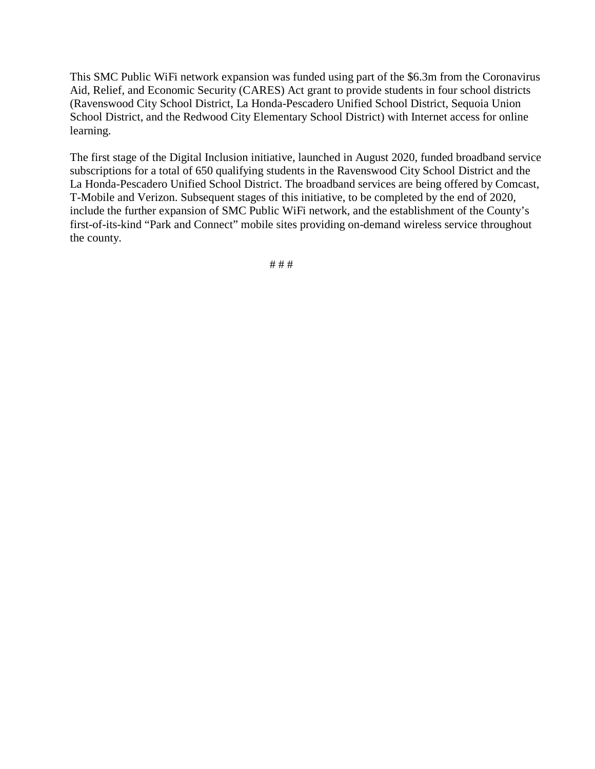This SMC Public WiFi network expansion was funded using part of the $6.3m from the Coronavirus Aid, Relief, and Economic Security (CARES) Act grant to provide students in four school districts (Ravenswood City School District, La Honda-Pescadero Unified School District, Sequoia Union School District, and the Redwood City Elementary School District) with Internet access for online learning.

The first stage of the Digital Inclusion initiative, launched in August 2020, funded broadband service subscriptions for a total of 650 qualifying students in the Ravenswood City School District and the La Honda-Pescadero Unified School District. The broadband services are being offered by Comcast, T-Mobile and Verizon. Subsequent stages of this initiative, to be completed by the end of 2020, include the further expansion of SMC Public WiFi network, and the establishment of the County's first-of-its-kind "Park and Connect" mobile sites providing on-demand wireless service throughout the county.

# # #